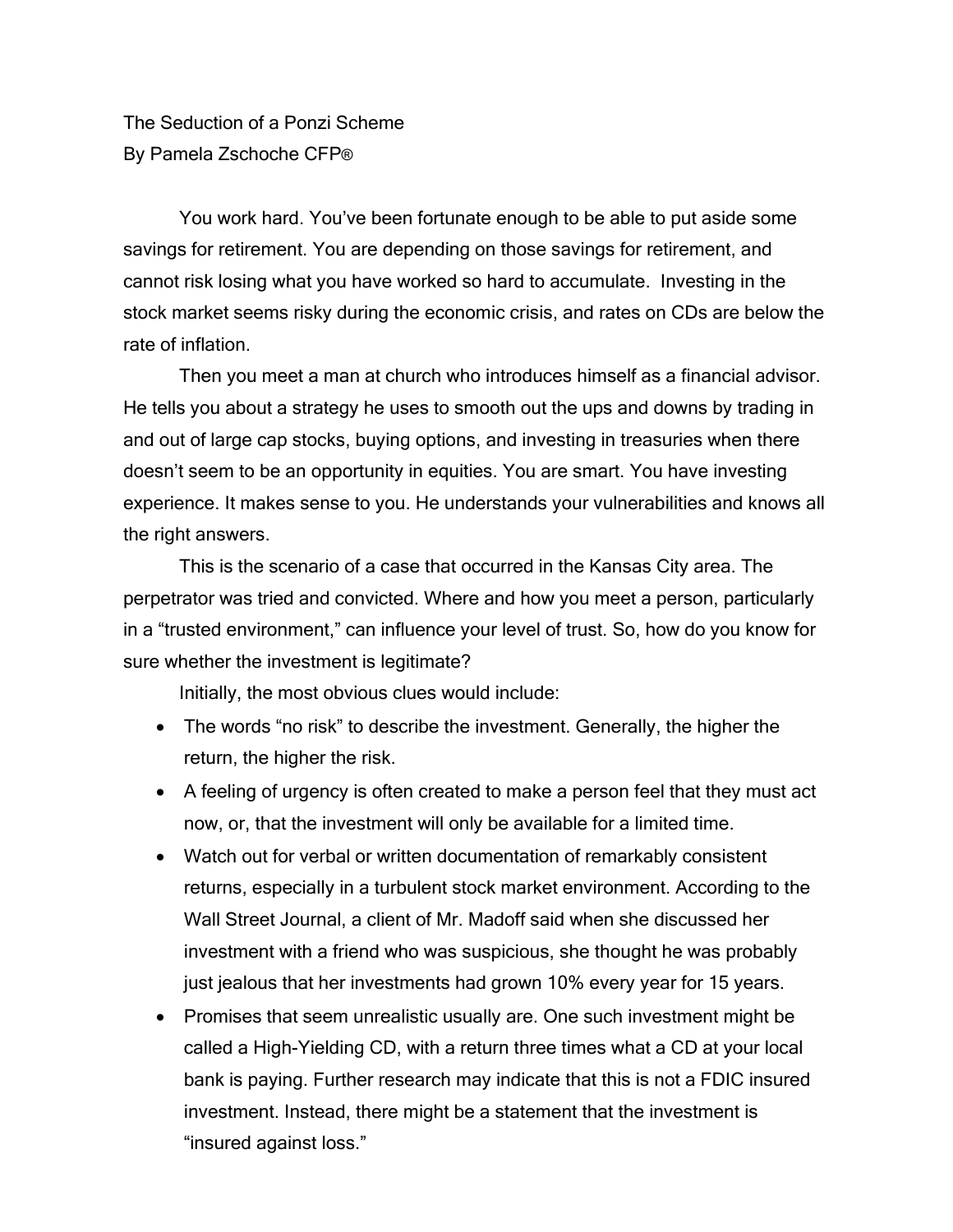# The Seduction of a Ponzi Scheme

By Pamela Zschoche CFP®

You work hard. You've been fortunate enough to be able to put aside some savings for retirement. You are depending on those savings for retirement, and cannot risk losing what you have worked so hard to accumulate. Investing in the stock market seems risky during the economic crisis, and rates on CDs are below the rate of inflation.

Then you meet a man at church who introduces himself as a financial advisor. He tells you about a strategy he uses to smooth out the ups and downs by trading in and out of large cap stocks, buying options, and investing in treasuries when there doesn't seem to be an opportunity in equities. You are smart. You have investing experience. It makes sense to you. He understands your vulnerabilities and knows all the right answers.

This is the scenario of a case that occurred in the Kansas City area. The perpetrator was tried and convicted. Where and how you meet a person, particularly in a "trusted environment," can influence your level of trust. So, how do you know for sure whether the investment is legitimate?

Initially, the most obvious clues would include:

- The words "no risk" to describe the investment. Generally, the higher the return, the higher the risk.
- A feeling of urgency is often created to make a person feel that they must act now, or, that the investment will only be available for a limited time.
- Watch out for verbal or written documentation of remarkably consistent returns, especially in a turbulent stock market environment. According to the Wall Street Journal, a client of Mr. Madoff said when she discussed her investment with a friend who was suspicious, she thought he was probably just jealous that her investments had grown 10% every year for 15 years.
- Promises that seem unrealistic usually are. One such investment might be called a High-Yielding CD, with a return three times what a CD at your local bank is paying. Further research may indicate that this is not a FDIC insured investment. Instead, there might be a statement that the investment is "insured against loss."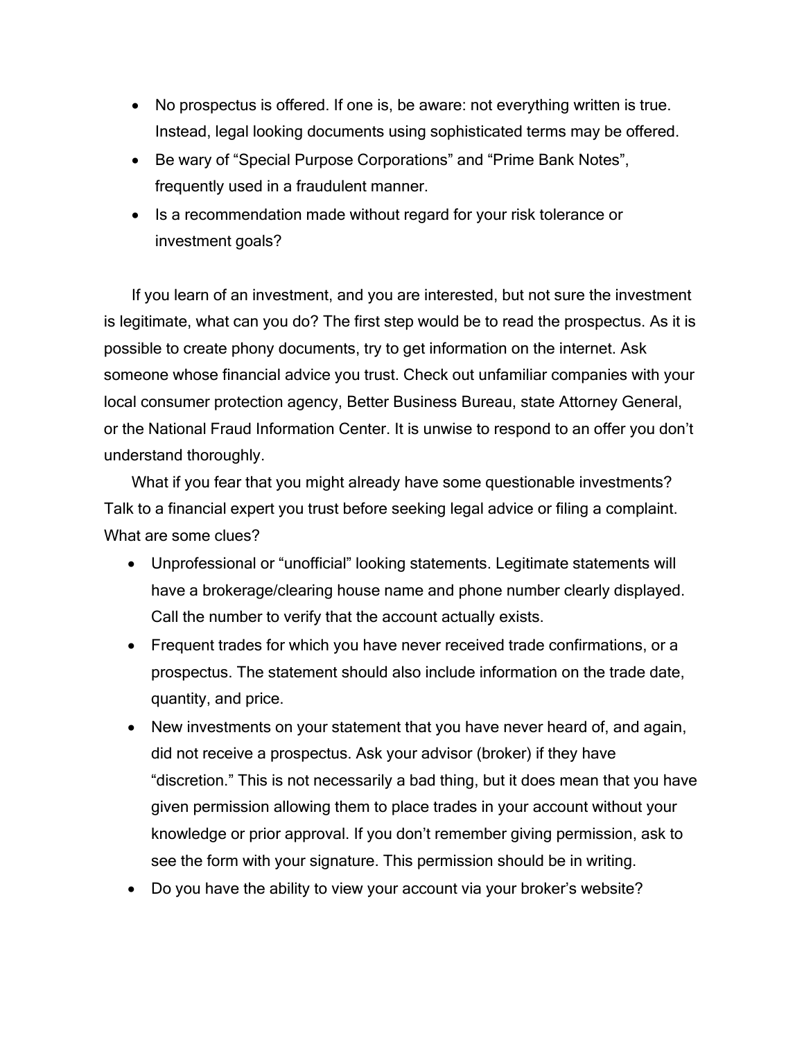- No prospectus is offered. If one is, be aware: not everything written is true. Instead, legal looking documents using sophisticated terms may be offered.
- Be wary of “Special Purpose Corporations” and “Prime Bank Notes”, frequently used in a fraudulent manner.
- Is a recommendation made without regard for your risk tolerance or investment goals?

If you learn of an investment, and you are interested, but not sure the investment is legitimate, what can you do? The first step would be to read the prospectus. As it is possible to create phony documents, try to get information on the internet. Ask someone whose financial advice you trust. Check out unfamiliar companies with your local consumer protection agency, Better Business Bureau, state Attorney General, or the National Fraud Information Center. It is unwise to respond to an offer you don’t understand thoroughly.

What if you fear that you might already have some questionable investments? Talk to a financial expert you trust before seeking legal advice or filing a complaint. What are some clues?

- Unprofessional or “unofficial” looking statements. Legitimate statements will have a brokerage/clearing house name and phone number clearly displayed. Call the number to verify that the account actually exists.
- Frequent trades for which you have never received trade confirmations, or a prospectus. The statement should also include information on the trade date, quantity, and price.
- New investments on your statement that you have never heard of, and again, did not receive a prospectus. Ask your advisor (broker) if they have “discretion.” This is not necessarily a bad thing, but it does mean that you have given permission allowing them to place trades in your account without your knowledge or prior approval. If you don’t remember giving permission, ask to see the form with your signature. This permission should be in writing.
- Do you have the ability to view your account via your broker’s website?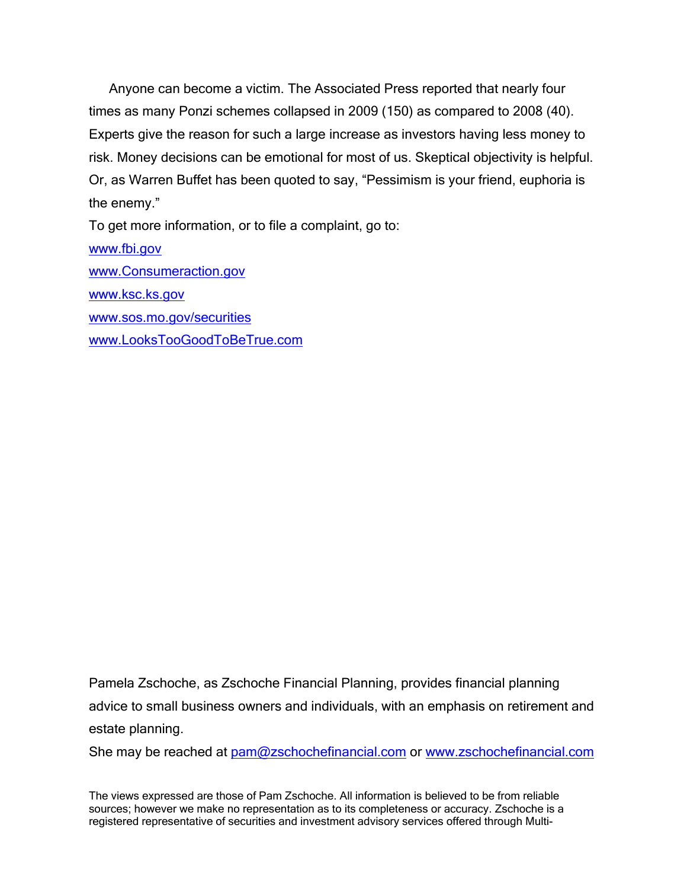Anyone can become a victim. The Associated Press reported that nearly four times as many Ponzi schemes collapsed in 2009 (150) as compared to 2008 (40). Experts give the reason for such a large increase as investors having less money to risk. Money decisions can be emotional for most of us. Skeptical objectivity is helpful. Or, as Warren Buffet has been quoted to say, "Pessimism is your friend, euphoria is the enemy."

To get more information, or to file a complaint, go to:

www.fbi.gov

www.Consumeraction.gov

www.ksc.ks.gov

www.sos.mo.gov/securities

www.LooksTooGoodToBeTrue.com

Pamela Zschoche, as Zschoche Financial Planning, provides financial planning advice to small business owners and individuals, with an emphasis on retirement and estate planning.

She may be reached at pam@zschochefinancial.com or www.zschochefinancial.com

The views expressed are those of Pam Zschoche. All information is believed to be from reliable sources; however we make no representation as to its completeness or accuracy. Zschoche is a registered representative of securities and investment advisory services offered through Multi-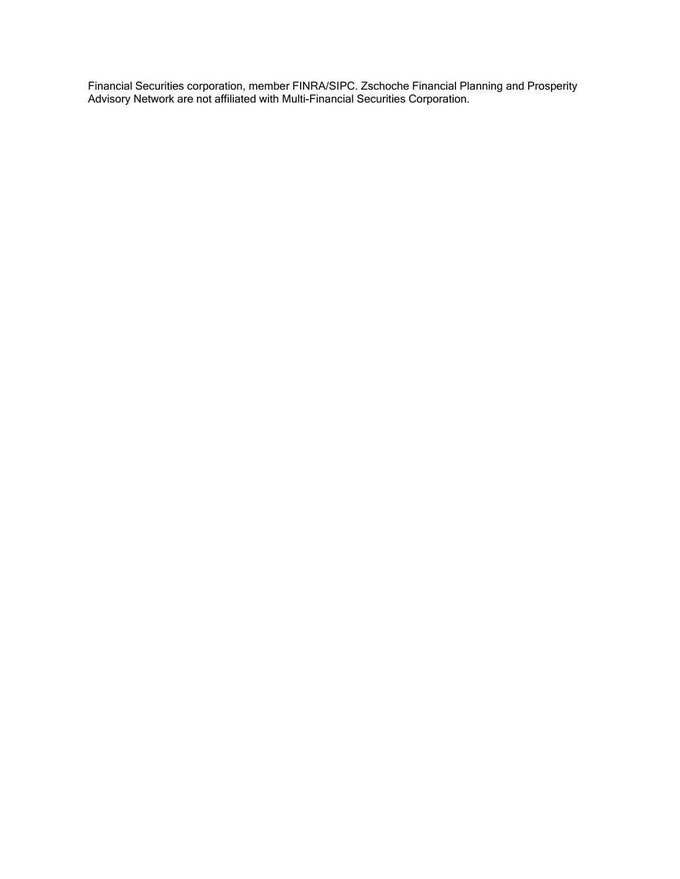Financial Securities corporation, member FINRA/SIPC. Zschoche Financial Planning and Prosperity Advisory Network are not affiliated with Multi-Financial Securities Corporation.